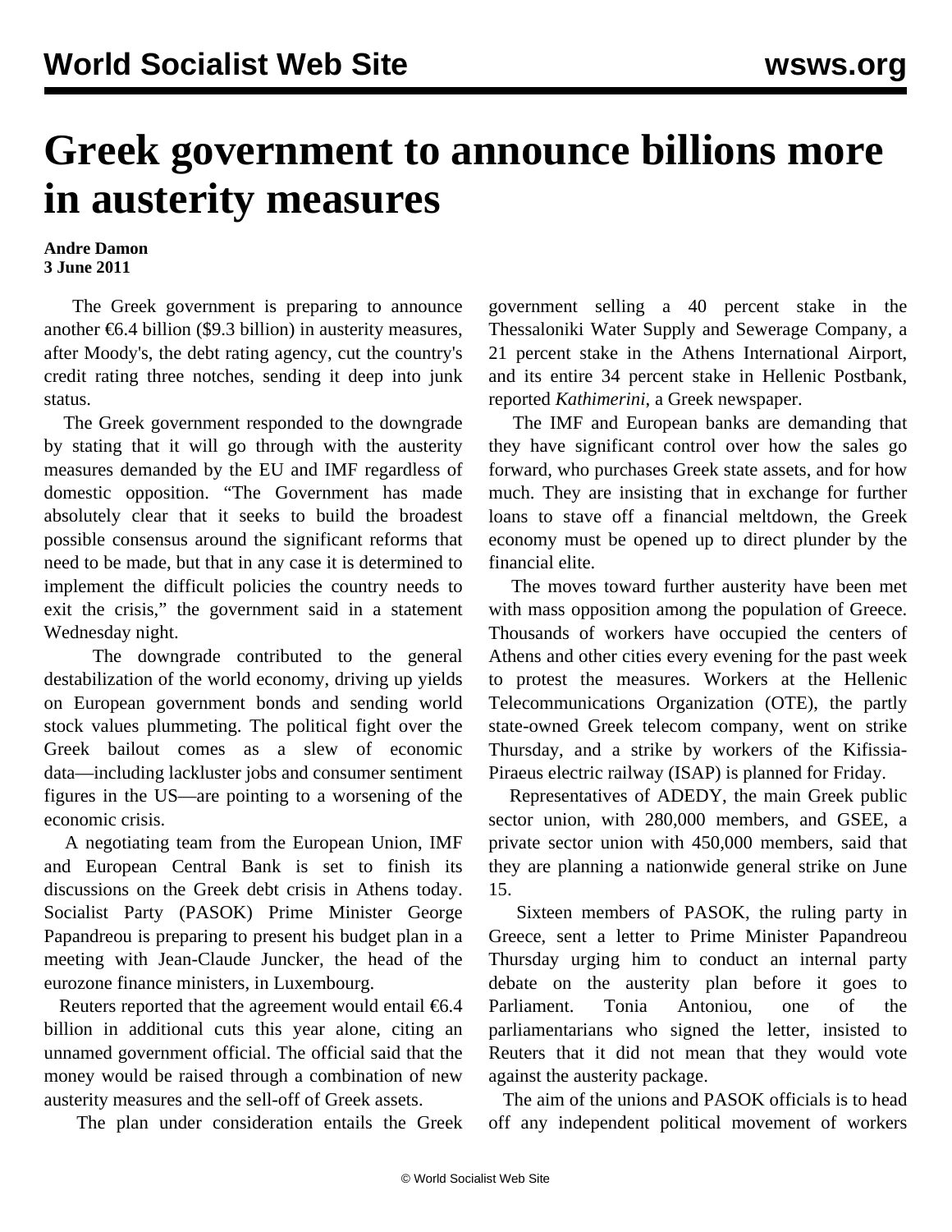# Greek government to announce billions more in austerity measures

**Andre Damon**
**3 June 2011**

The Greek government is preparing to announce another €6.4 billion ($9.3 billion) in austerity measures, after Moody's, the debt rating agency, cut the country's credit rating three notches, sending it deep into junk status.

The Greek government responded to the downgrade by stating that it will go through with the austerity measures demanded by the EU and IMF regardless of domestic opposition. "The Government has made absolutely clear that it seeks to build the broadest possible consensus around the significant reforms that need to be made, but that in any case it is determined to implement the difficult policies the country needs to exit the crisis," the government said in a statement Wednesday night.

The downgrade contributed to the general destabilization of the world economy, driving up yields on European government bonds and sending world stock values plummeting. The political fight over the Greek bailout comes as a slew of economic data—including lackluster jobs and consumer sentiment figures in the US—are pointing to a worsening of the economic crisis.

A negotiating team from the European Union, IMF and European Central Bank is set to finish its discussions on the Greek debt crisis in Athens today. Socialist Party (PASOK) Prime Minister George Papandreou is preparing to present his budget plan in a meeting with Jean-Claude Juncker, the head of the eurozone finance ministers, in Luxembourg.

Reuters reported that the agreement would entail €6.4 billion in additional cuts this year alone, citing an unnamed government official. The official said that the money would be raised through a combination of new austerity measures and the sell-off of Greek assets.

The plan under consideration entails the Greek government selling a 40 percent stake in the Thessaloniki Water Supply and Sewerage Company, a 21 percent stake in the Athens International Airport, and its entire 34 percent stake in Hellenic Postbank, reported *Kathimerini*, a Greek newspaper.

The IMF and European banks are demanding that they have significant control over how the sales go forward, who purchases Greek state assets, and for how much. They are insisting that in exchange for further loans to stave off a financial meltdown, the Greek economy must be opened up to direct plunder by the financial elite.

The moves toward further austerity have been met with mass opposition among the population of Greece. Thousands of workers have occupied the centers of Athens and other cities every evening for the past week to protest the measures. Workers at the Hellenic Telecommunications Organization (OTE), the partly state-owned Greek telecom company, went on strike Thursday, and a strike by workers of the Kifissia-Piraeus electric railway (ISAP) is planned for Friday.

Representatives of ADEDY, the main Greek public sector union, with 280,000 members, and GSEE, a private sector union with 450,000 members, said that they are planning a nationwide general strike on June 15.

Sixteen members of PASOK, the ruling party in Greece, sent a letter to Prime Minister Papandreou Thursday urging him to conduct an internal party debate on the austerity plan before it goes to Parliament. Tonia Antoniou, one of the parliamentarians who signed the letter, insisted to Reuters that it did not mean that they would vote against the austerity package.

The aim of the unions and PASOK officials is to head off any independent political movement of workers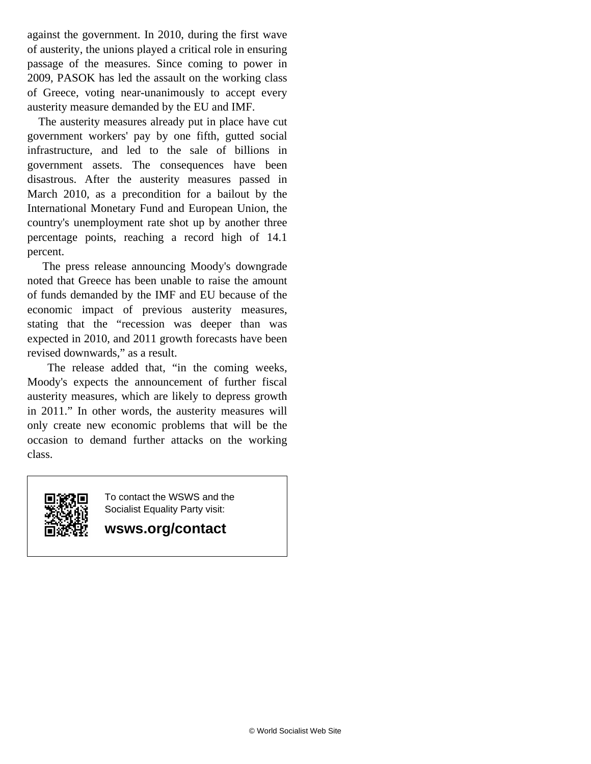against the government. In 2010, during the first wave of austerity, the unions played a critical role in ensuring passage of the measures. Since coming to power in 2009, PASOK has led the assault on the working class of Greece, voting near-unanimously to accept every austerity measure demanded by the EU and IMF.

The austerity measures already put in place have cut government workers' pay by one fifth, gutted social infrastructure, and led to the sale of billions in government assets. The consequences have been disastrous. After the austerity measures passed in March 2010, as a precondition for a bailout by the International Monetary Fund and European Union, the country's unemployment rate shot up by another three percentage points, reaching a record high of 14.1 percent.

The press release announcing Moody's downgrade noted that Greece has been unable to raise the amount of funds demanded by the IMF and EU because of the economic impact of previous austerity measures, stating that the "recession was deeper than was expected in 2010, and 2011 growth forecasts have been revised downwards," as a result.

The release added that, "in the coming weeks, Moody's expects the announcement of further fiscal austerity measures, which are likely to depress growth in 2011." In other words, the austerity measures will only create new economic problems that will be the occasion to demand further attacks on the working class.

To contact the WSWS and the Socialist Equality Party visit:

**wsws.org/contact**